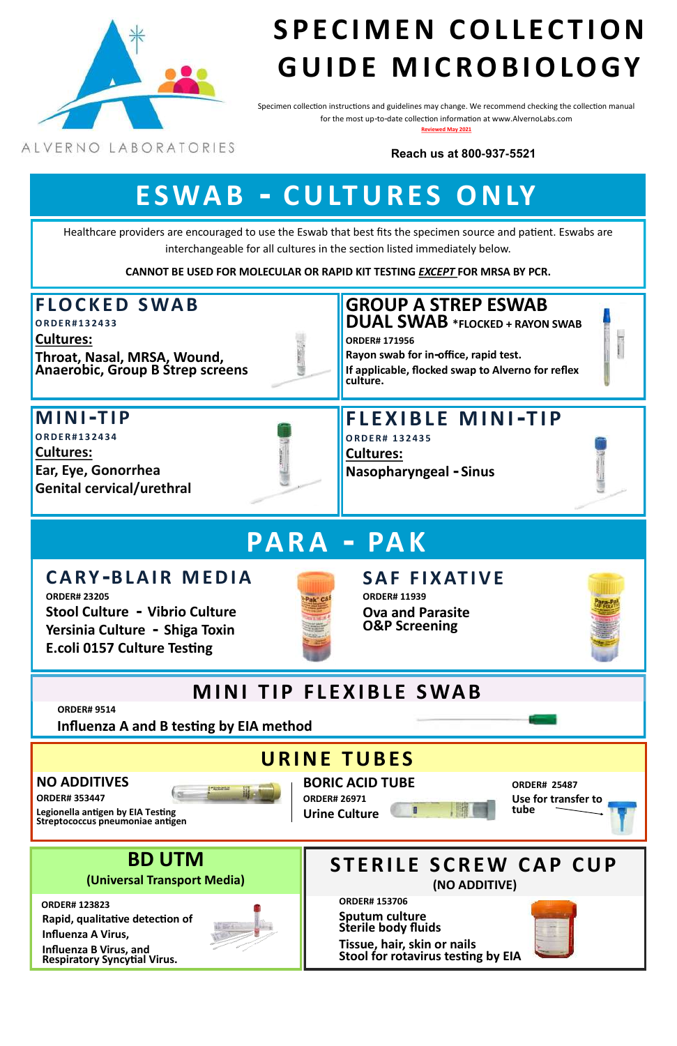# SPECIMEN COLLECTION GUIDE MICROBIOLOGY

ALVERNO LABORATORIES

Specimen collection instructions and guidelines may change. We recommend checking the collection manual for the most up-to-date collection information at www.AlvernoLabs.com

Reviewed May 2021

**Reach us at 800-937-5521**

## ESWAB - CULTURES ONLY

Healthcare providers are encouraged to use the Eswab that best fits the specimen source and patient. Eswabs are interchangeable for all cultures in the section listed immediately below.

**CANNOT BE USED FOR MOLECULAR OR RAPID KIT TESTING *EXCEPT* FOR MRSA BY PCR.**

### FLOCKED SWAB

**ORDER#132433**

**Cultures:**

**Throat, Nasal, MRSA, Wound, Anaerobic, Group B Strep screens**

### GROUP A STREP ESWAB DUAL SWAB *FLOCKED + RAYON SWAB

**ORDER# 171956**

**Rayon swab for in-office, rapid test.**

**If applicable, flocked swap to Alverno for reflex culture.**

### MINI-TIP

**ORDER#132434**

**Cultures:**

**Ear, Eye, Gonorrhea**

**Genital cervical/urethral**

### FLEXIBLE MINI-TIP

**ORDER# 132435**

**Cultures:**

**Nasopharyngeal - Sinus**

## PARA - PAK

### CARY-BLAIR MEDIA

**ORDER# 23205**

**Stool Culture - Vibrio Culture**

**Yersinia Culture - Shiga Toxin**

**E.coli 0157 Culture Testing**

### SAF FIXATIVE

**ORDER# 11939**

**Ova and Parasite**

**O&P Screening**

## MINI TIP FLEXIBLE SWAB

**ORDER# 9514**

**Influenza A and B testing by EIA method**

## URINE TUBES

### NO ADDITIVES

**ORDER# 353447**

**Legionella antigen by EIA Testing**

**Streptococcus pneumoniae antigen**

### BORIC ACID TUBE

**ORDER# 26971**

**Urine Culture**

**ORDER# 25487**

**Use for transfer to tube**

## BD UTM

**(Universal Transport Media)**

**ORDER# 123823**

**Rapid, qualitative detection of Influenza A Virus, Influenza B Virus, and Respiratory Syncytial Virus.**

## STERILE SCREW CAP CUP

**(NO ADDITIVE)**

**ORDER# 153706**

**Sputum culture**

**Sterile body fluids**

**Tissue, hair, skin or nails**

**Stool for rotavirus testing by EIA**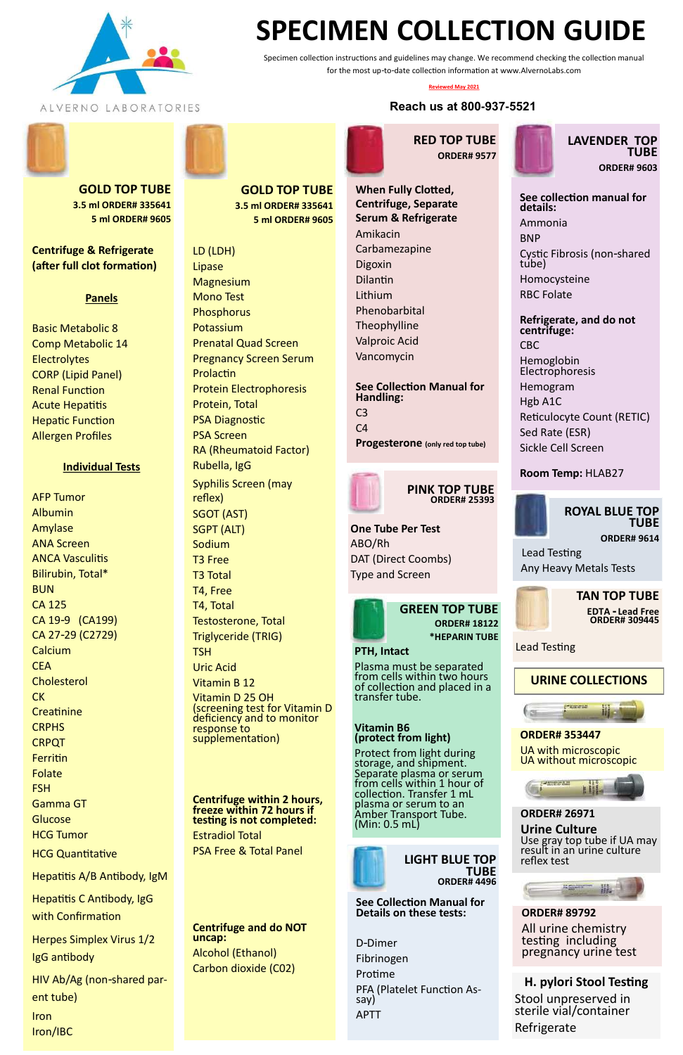# SPECIMEN COLLECTION GUIDE

ALVERNO LABORATORIES

Specimen collection instructions and guidelines may change. We recommend checking the collection manual for the most up-to-date collection information at www.AlvernoLabs.com

Reviewed May 2021

**Reach us at 800-937-5521**

## GOLD TOP TUBE

**3.5 ml ORDER# 335641**
**5 ml ORDER# 9605**

**Centrifuge & Refrigerate (after full clot formation)**

**Panels**

- Basic Metabolic 8
- Comp Metabolic 14
- Electrolytes
- CORP (Lipid Panel)
- Renal Function
- Acute Hepatitis
- Hepatic Function
- Allergen Profiles

**Individual Tests**

- AFP Tumor
- Albumin
- Amylase
- ANA Screen
- ANCA Vasculitis
- Bilirubin, Total*
- BUN
- CA 125
- CA 19-9 (CA199)
- CA 27-29 (C2729)
- Calcium
- CEA
- Cholesterol
- CK
- Creatinine
- CRPHS
- CRPQT
- Ferritin
- Folate
- FSH
- Gamma GT
- Glucose
- HCG Tumor
- HCG Quantitative
- Hepatitis A/B Antibody, IgM
- Hepatitis C Antibody, IgG with Confirmation
- Herpes Simplex Virus 1/2 IgG antibody
- HIV Ab/Ag (non-shared parent tube)
- Iron
- Iron/IBC

## GOLD TOP TUBE

**3.5 ml ORDER# 335641**
**5 ml ORDER# 9605**

- LD (LDH)
- Lipase
- Magnesium
- Mono Test
- Phosphorus
- Potassium
- Prenatal Quad Screen
- Pregnancy Screen Serum
- Prolactin
- Protein Electrophoresis
- Protein, Total
- PSA Diagnostic
- PSA Screen
- RA (Rheumatoid Factor)
- Rubella, IgG
- Syphilis Screen (may reflex)
- SGOT (AST)
- SGPT (ALT)
- Sodium
- T3 Free
- T3 Total
- T4, Free
- T4, Total
- Testosterone, Total
- Triglyceride (TRIG)
- TSH
- Uric Acid
- Vitamin B 12
- Vitamin D 25 OH (screening test for Vitamin D deficiency and to monitor response to supplementation)

**Centrifuge within 2 hours, freeze within 72 hours if testing is not completed:**

- Estradiol Total
- PSA Free & Total Panel

**Centrifuge and do NOT uncap:**

- Alcohol (Ethanol)
- Carbon dioxide (C02)

## RED TOP TUBE

**ORDER# 9577**

**When Fully Clotted, Centrifuge, Separate Serum & Refrigerate**

- Amikacin
- Carbamezepine
- Digoxin
- Dilantin
- Lithium
- Phenobarbital
- Theophylline
- Valproic Acid
- Vancomycin

**See Collection Manual for Handling:**

- C3
- C4
- **Progesterone** (only red top tube)

## PINK TOP TUBE

**ORDER# 25393**

**One Tube Per Test**

- ABO/Rh
- DAT (Direct Coombs)
- Type and Screen

## GREEN TOP TUBE

**ORDER# 18122**
***HEPARIN TUBE**

**PTH, Intact**

Plasma must be separated from cells within two hours of collection and placed in a transfer tube.

**Vitamin B6 (protect from light)**

Protect from light during storage, and shipment. Separate plasma or serum from cells within 1 hour of collection. Transfer 1 mL plasma or serum to an Amber Transport Tube. (Min: 0.5 mL)

## LIGHT BLUE TOP TUBE

**ORDER# 4496**

**See Collection Manual for Details on these tests:**

- D-Dimer
- Fibrinogen
- Protime
- PFA (Platelet Function Assay)
- APTT

## LAVENDER TOP TUBE

**ORDER# 9603**

**See collection manual for details:**

- Ammonia
- BNP
- Cystic Fibrosis (non-shared tube)
- Homocysteine
- RBC Folate

**Refrigerate, and do not centrifuge:**

- CBC
- Hemoglobin Electrophoresis
- Hemogram
- Hgb A1C
- Reticulocyte Count (RETIC)
- Sed Rate (ESR)
- Sickle Cell Screen

**Room Temp:** HLAB27

## ROYAL BLUE TOP TUBE

**ORDER# 9614**

- Lead Testing
- Any Heavy Metals Tests

## TAN TOP TUBE

**EDTA - Lead Free**
**ORDER# 309445**

Lead Testing

## URINE COLLECTIONS

**ORDER# 353447**

- UA with microscopic
- UA without microscopic

**ORDER# 26971**

**Urine Culture**

Use gray top tube if UA may result in an urine culture reflex test

**ORDER# 89792**

All urine chemistry testing including pregnancy urine test

## H. pylori Stool Testing

Stool unpreserved in sterile vial/container

Refrigerate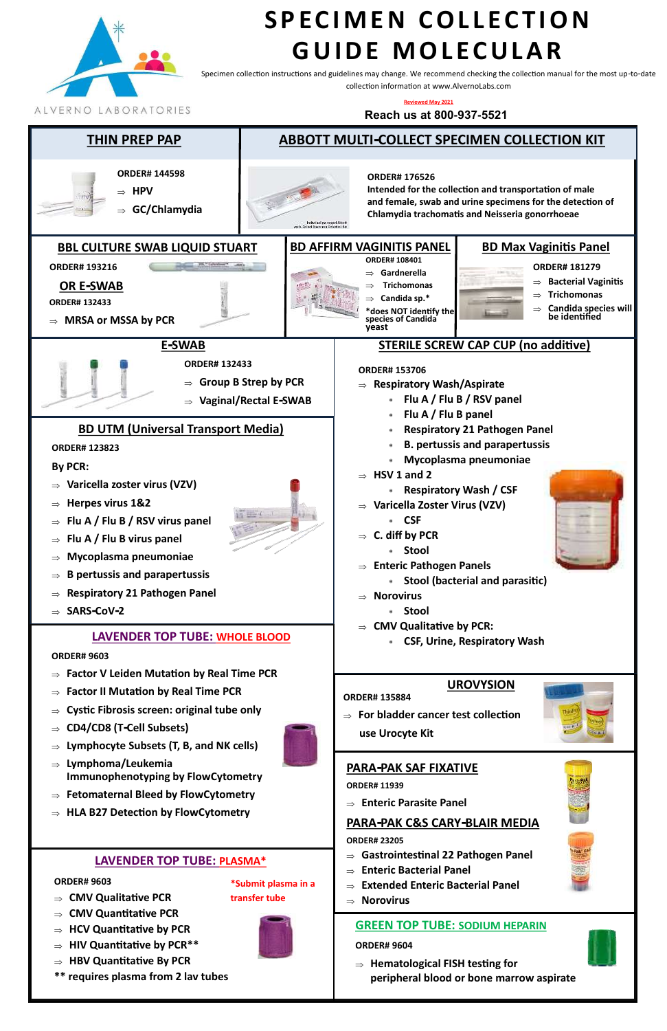# SPECIMEN COLLECTION GUIDE MOLECULAR

Specimen collection instructions and guidelines may change. We recommend checking the collection manual for the most up-to-date collection information at www.AlvernoLabs.com

ALVERNO LABORATORIES

Reviewed May 2021

Reach us at 800-937-5521

## THIN PREP PAP

ORDER# 144598

- ⇒ HPV
- ⇒ GC/Chlamydia

## ABBOTT MULTI-COLLECT SPECIMEN COLLECTION KIT

ORDER# 176526

Intended for the collection and transportation of male and female, swab and urine specimens for the detection of Chlamydia trachomatis and Neisseria gonorrhoeae

## BBL CULTURE SWAB LIQUID STUART

ORDER# 193216

**OR E-SWAB**

ORDER# 132433

- ⇒ MRSA or MSSA by PCR

## BD AFFIRM VAGINITIS PANEL

ORDER# 108401

- ⇒ Gardnerella
- ⇒ Trichomonas
- ⇒ Candida sp.*

*does NOT identify the species of Candida yeast

## BD Max Vaginitis Panel

ORDER# 181279

- ⇒ Bacterial Vaginitis
- ⇒ Trichomonas
- ⇒ Candida species will be identified

## E-SWAB

ORDER# 132433

- ⇒ Group B Strep by PCR
- ⇒ Vaginal/Rectal E-SWAB

## BD UTM (Universal Transport Media)

ORDER# 123823

By PCR:

- ⇒ Varicella zoster virus (VZV)
- ⇒ Herpes virus 1&2
- ⇒ Flu A / Flu B / RSV virus panel
- ⇒ Flu A / Flu B virus panel
- ⇒ Mycoplasma pneumoniae
- ⇒ B pertussis and parapertussis
- ⇒ Respiratory 21 Pathogen Panel
- ⇒ SARS-CoV-2

## LAVENDER TOP TUBE: WHOLE BLOOD

ORDER# 9603

- ⇒ Factor V Leiden Mutation by Real Time PCR
- ⇒ Factor II Mutation by Real Time PCR
- ⇒ Cystic Fibrosis screen: original tube only
- ⇒ CD4/CD8 (T-Cell Subsets)
- ⇒ Lymphocyte Subsets (T, B, and NK cells)
- ⇒ Lymphoma/Leukemia Immunophenotyping by FlowCytometry
- ⇒ Fetomaternal Bleed by FlowCytometry
- ⇒ HLA B27 Detection by FlowCytometry

## LAVENDER TOP TUBE: PLASMA*

ORDER# 9603

*Submit plasma in a transfer tube

- ⇒ CMV Qualitative PCR
- ⇒ CMV Quantitative PCR
- ⇒ HCV Quantitative by PCR
- ⇒ HIV Quantitative by PCR**
- ⇒ HBV Quantitative By PCR

** requires plasma from 2 lav tubes

## STERILE SCREW CAP CUP (no additive)

ORDER# 153706

- ⇒ Respiratory Wash/Aspirate
  - Flu A / Flu B / RSV panel
  - Flu A / Flu B panel
  - Respiratory 21 Pathogen Panel
  - B. pertussis and parapertussis
  - Mycoplasma pneumoniae
- ⇒ HSV 1 and 2
  - Respiratory Wash / CSF
- ⇒ Varicella Zoster Virus (VZV)
  - CSF
- ⇒ C. diff by PCR
  - Stool
- ⇒ Enteric Pathogen Panels
  - Stool (bacterial and parasitic)
- ⇒ Norovirus
  - Stool
- ⇒ CMV Qualitative by PCR:
  - CSF, Urine, Respiratory Wash

## UROVYSION

ORDER# 135884

- ⇒ For bladder cancer test collection use Urocyte Kit

## PARA-PAK SAF FIXATIVE

ORDER# 11939

- ⇒ Enteric Parasite Panel

## PARA-PAK C&S CARY-BLAIR MEDIA

ORDER# 23205

- ⇒ Gastrointestinal 22 Pathogen Panel
- ⇒ Enteric Bacterial Panel
- ⇒ Extended Enteric Bacterial Panel
- ⇒ Norovirus

## GREEN TOP TUBE: SODIUM HEPARIN

ORDER# 9604

- ⇒ Hematological FISH testing for peripheral blood or bone marrow aspirate